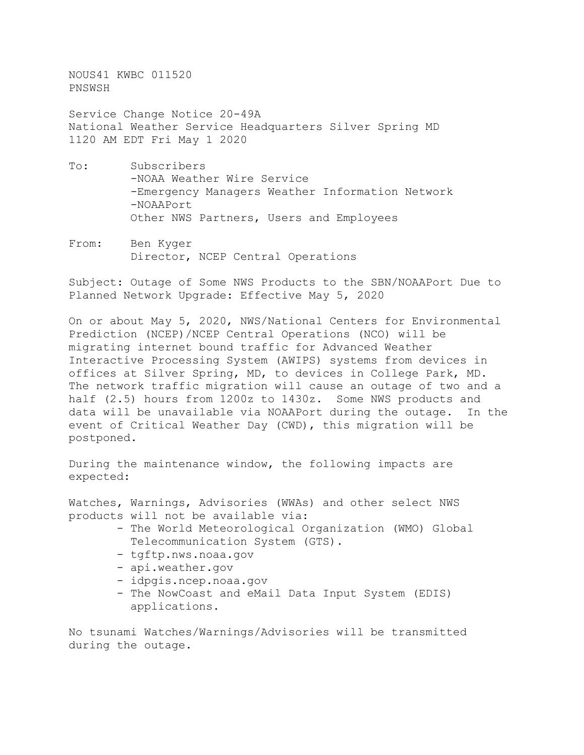NOUS41 KWBC 011520
PNSWSH

Service Change Notice 20-49A
National Weather Service Headquarters Silver Spring MD
1120 AM EDT Fri May 1 2020

To: Subscribers
-NOAA Weather Wire Service
-Emergency Managers Weather Information Network
-NOAAPort
Other NWS Partners, Users and Employees

From: Ben Kyger
Director, NCEP Central Operations

Subject: Outage of Some NWS Products to the SBN/NOAAPort Due to Planned Network Upgrade: Effective May 5, 2020

On or about May 5, 2020, NWS/National Centers for Environmental Prediction (NCEP)/NCEP Central Operations (NCO) will be migrating internet bound traffic for Advanced Weather Interactive Processing System (AWIPS) systems from devices in offices at Silver Spring, MD, to devices in College Park, MD. The network traffic migration will cause an outage of two and a half (2.5) hours from 1200z to 1430z. Some NWS products and data will be unavailable via NOAAPort during the outage. In the event of Critical Weather Day (CWD), this migration will be postponed.

During the maintenance window, the following impacts are expected:

Watches, Warnings, Advisories (WWAs) and other select NWS products will not be available via:

- The World Meteorological Organization (WMO) Global Telecommunication System (GTS).
- tgftp.nws.noaa.gov
- api.weather.gov
- idpgis.ncep.noaa.gov
- The NowCoast and eMail Data Input System (EDIS) applications.

No tsunami Watches/Warnings/Advisories will be transmitted during the outage.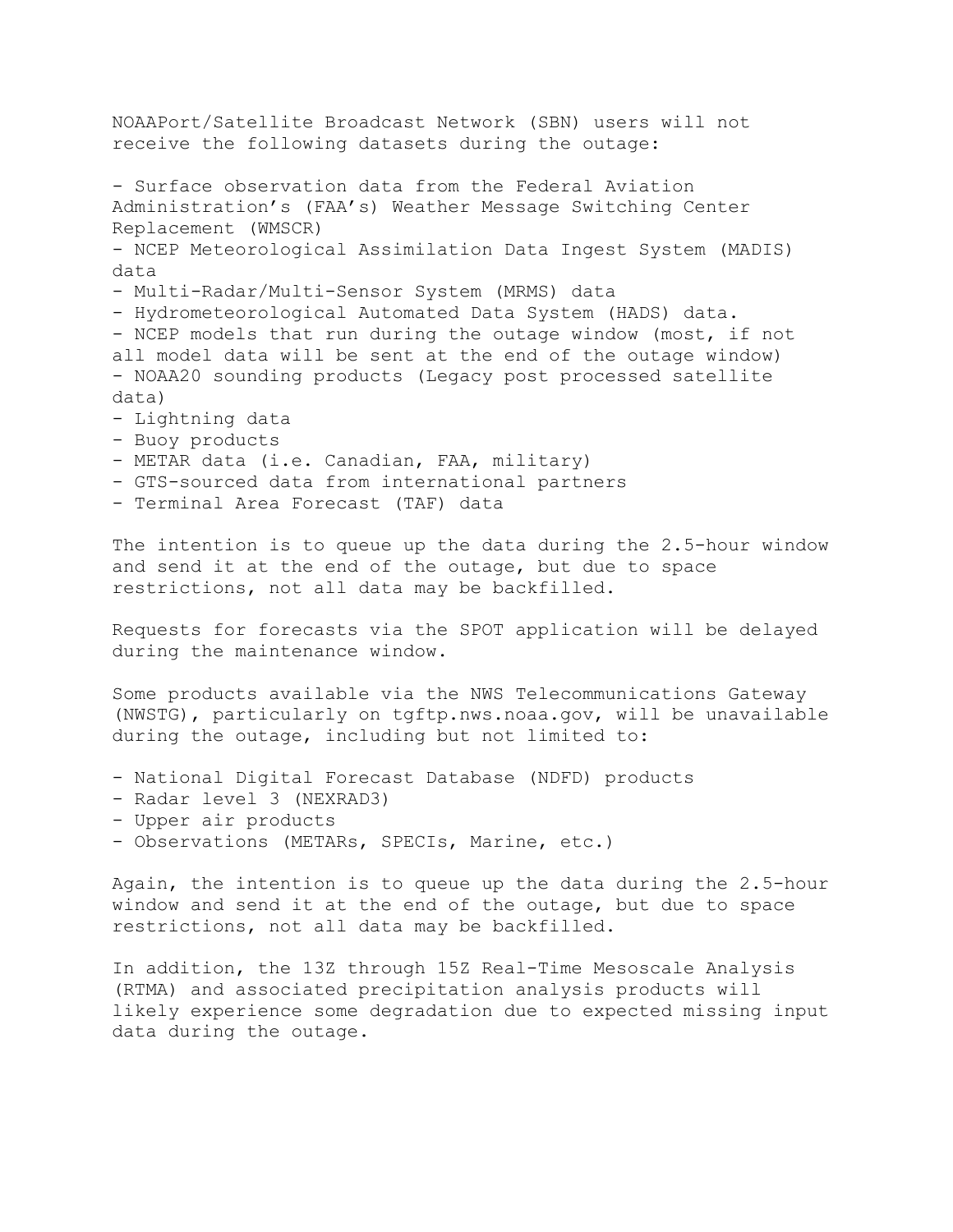NOAAPort/Satellite Broadcast Network (SBN) users will not receive the following datasets during the outage:

- Surface observation data from the Federal Aviation Administration's (FAA's) Weather Message Switching Center Replacement (WMSCR)
- NCEP Meteorological Assimilation Data Ingest System (MADIS) data
- Multi-Radar/Multi-Sensor System (MRMS) data
- Hydrometeorological Automated Data System (HADS) data.
- NCEP models that run during the outage window (most, if not all model data will be sent at the end of the outage window)
- NOAA20 sounding products (Legacy post processed satellite data)
- Lightning data
- Buoy products
- METAR data (i.e. Canadian, FAA, military)
- GTS-sourced data from international partners
- Terminal Area Forecast (TAF) data

The intention is to queue up the data during the 2.5-hour window and send it at the end of the outage, but due to space restrictions, not all data may be backfilled.

Requests for forecasts via the SPOT application will be delayed during the maintenance window.

Some products available via the NWS Telecommunications Gateway (NWSTG), particularly on tgftp.nws.noaa.gov, will be unavailable during the outage, including but not limited to:

- National Digital Forecast Database (NDFD) products
- Radar level 3 (NEXRAD3)
- Upper air products
- Observations (METARs, SPECIs, Marine, etc.)

Again, the intention is to queue up the data during the 2.5-hour window and send it at the end of the outage, but due to space restrictions, not all data may be backfilled.

In addition, the 13Z through 15Z Real-Time Mesoscale Analysis (RTMA) and associated precipitation analysis products will likely experience some degradation due to expected missing input data during the outage.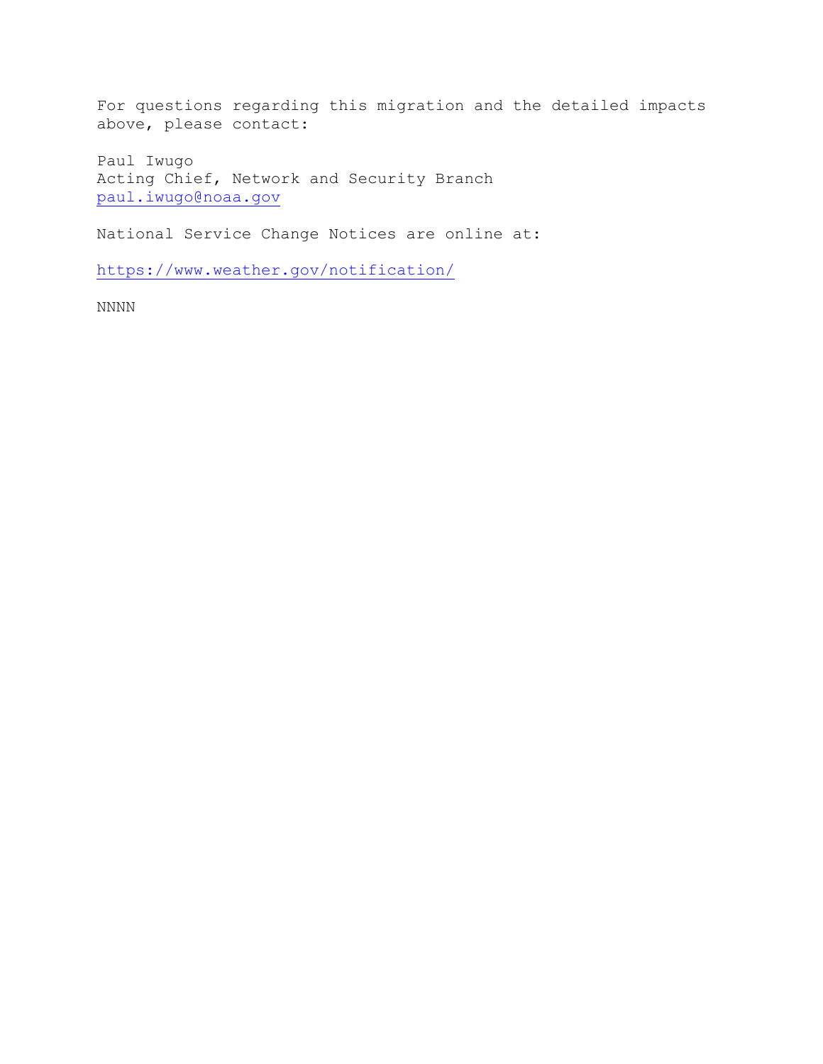For questions regarding this migration and the detailed impacts above, please contact:

Paul Iwugo
Acting Chief, Network and Security Branch
paul.iwugo@noaa.gov

National Service Change Notices are online at:

https://www.weather.gov/notification/

NNNN